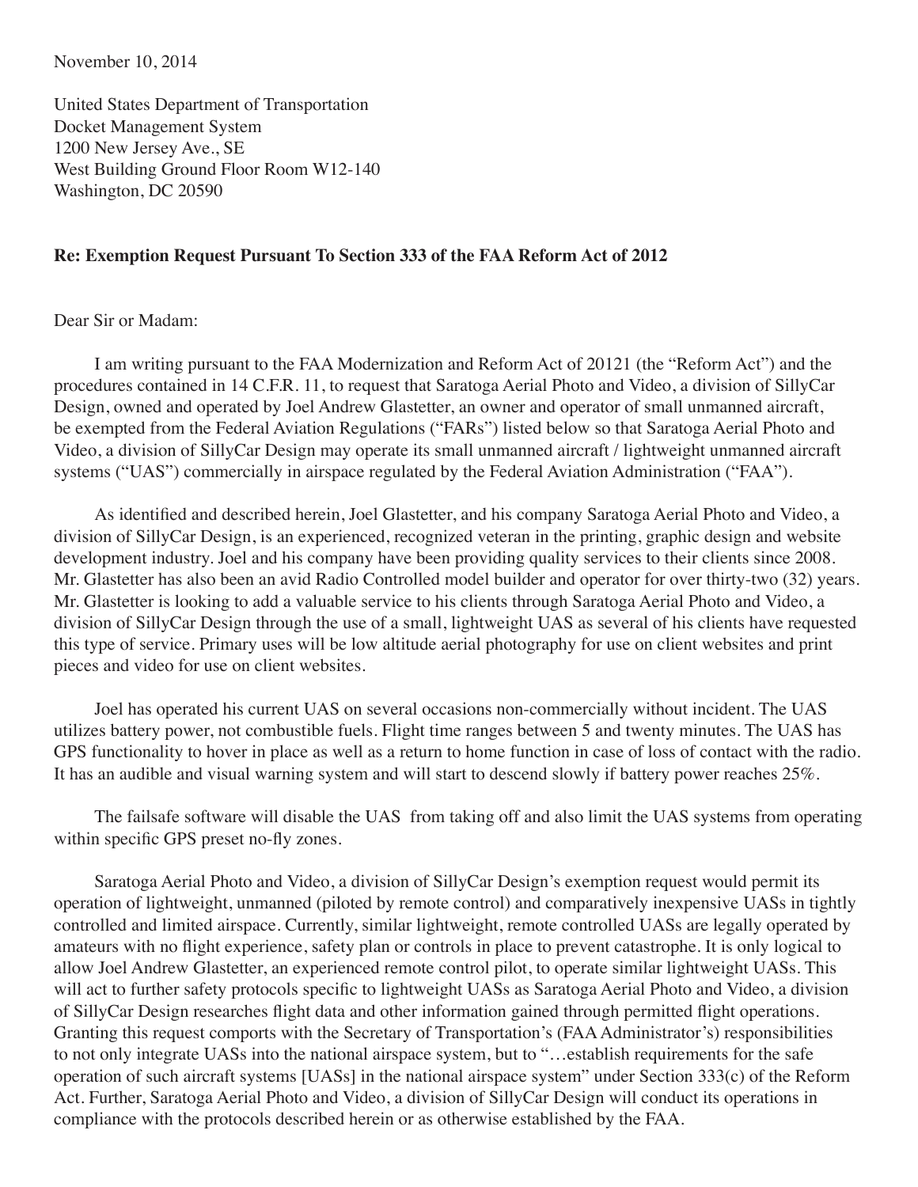November 10, 2014

United States Department of Transportation
Docket Management System
1200 New Jersey Ave., SE
West Building Ground Floor Room W12-140
Washington, DC 20590

**Re: Exemption Request Pursuant To Section 333 of the FAA Reform Act of 2012**

Dear Sir or Madam:

I am writing pursuant to the FAA Modernization and Reform Act of 20121 (the "Reform Act") and the procedures contained in 14 C.F.R. 11, to request that Saratoga Aerial Photo and Video, a division of SillyCar Design, owned and operated by Joel Andrew Glastetter, an owner and operator of small unmanned aircraft, be exempted from the Federal Aviation Regulations ("FARs") listed below so that Saratoga Aerial Photo and Video, a division of SillyCar Design may operate its small unmanned aircraft / lightweight unmanned aircraft systems ("UAS") commercially in airspace regulated by the Federal Aviation Administration ("FAA").

As identified and described herein, Joel Glastetter, and his company Saratoga Aerial Photo and Video, a division of SillyCar Design, is an experienced, recognized veteran in the printing, graphic design and website development industry. Joel and his company have been providing quality services to their clients since 2008. Mr. Glastetter has also been an avid Radio Controlled model builder and operator for over thirty-two (32) years. Mr. Glastetter is looking to add a valuable service to his clients through Saratoga Aerial Photo and Video, a division of SillyCar Design through the use of a small, lightweight UAS as several of his clients have requested this type of service. Primary uses will be low altitude aerial photography for use on client websites and print pieces and video for use on client websites.

Joel has operated his current UAS on several occasions non-commercially without incident. The UAS utilizes battery power, not combustible fuels. Flight time ranges between 5 and twenty minutes. The UAS has GPS functionality to hover in place as well as a return to home function in case of loss of contact with the radio. It has an audible and visual warning system and will start to descend slowly if battery power reaches 25%.

The failsafe software will disable the UAS from taking off and also limit the UAS systems from operating within specific GPS preset no-fly zones.

Saratoga Aerial Photo and Video, a division of SillyCar Design's exemption request would permit its operation of lightweight, unmanned (piloted by remote control) and comparatively inexpensive UASs in tightly controlled and limited airspace. Currently, similar lightweight, remote controlled UASs are legally operated by amateurs with no flight experience, safety plan or controls in place to prevent catastrophe. It is only logical to allow Joel Andrew Glastetter, an experienced remote control pilot, to operate similar lightweight UASs. This will act to further safety protocols specific to lightweight UASs as Saratoga Aerial Photo and Video, a division of SillyCar Design researches flight data and other information gained through permitted flight operations. Granting this request comports with the Secretary of Transportation's (FAA Administrator's) responsibilities to not only integrate UASs into the national airspace system, but to "…establish requirements for the safe operation of such aircraft systems [UASs] in the national airspace system" under Section 333(c) of the Reform Act. Further, Saratoga Aerial Photo and Video, a division of SillyCar Design will conduct its operations in compliance with the protocols described herein or as otherwise established by the FAA.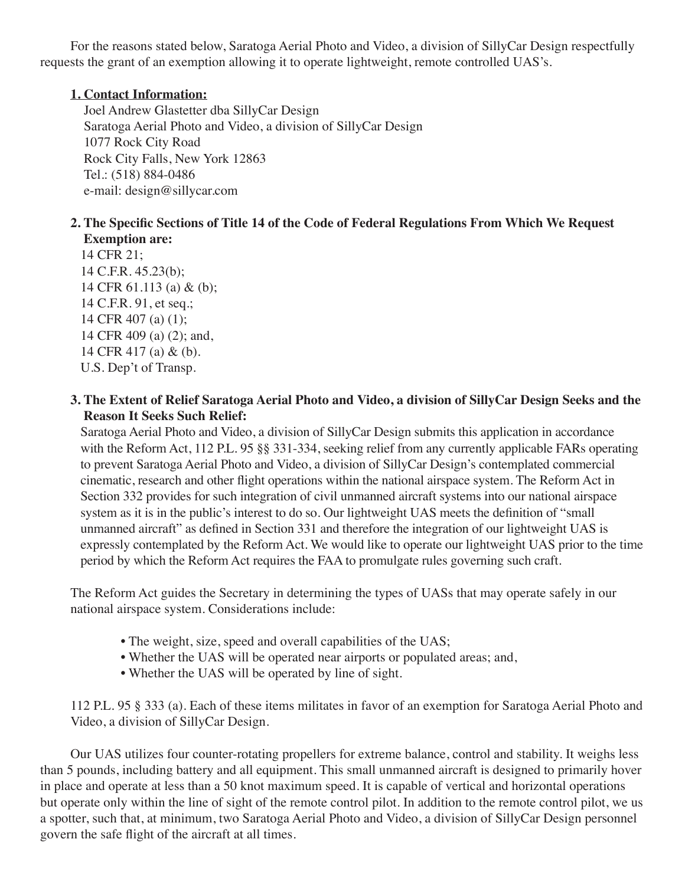For the reasons stated below, Saratoga Aerial Photo and Video, a division of SillyCar Design respectfully requests the grant of an exemption allowing it to operate lightweight, remote controlled UAS's.

**1. Contact Information:**

Joel Andrew Glastetter dba SillyCar Design
Saratoga Aerial Photo and Video, a division of SillyCar Design
1077 Rock City Road
Rock City Falls, New York 12863
Tel.: (518) 884-0486
e-mail: design@sillycar.com

**2. The Specific Sections of Title 14 of the Code of Federal Regulations From Which We Request Exemption are:**

14 CFR 21;
14 C.F.R. 45.23(b);
14 CFR 61.113 (a) & (b);
14 C.F.R. 91, et seq.;
14 CFR 407 (a) (1);
14 CFR 409 (a) (2); and,
14 CFR 417 (a) & (b).
U.S. Dep't of Transp.

**3. The Extent of Relief Saratoga Aerial Photo and Video, a division of SillyCar Design Seeks and the Reason It Seeks Such Relief:**

Saratoga Aerial Photo and Video, a division of SillyCar Design submits this application in accordance with the Reform Act, 112 P.L. 95 §§ 331-334, seeking relief from any currently applicable FARs operating to prevent Saratoga Aerial Photo and Video, a division of SillyCar Design's contemplated commercial cinematic, research and other flight operations within the national airspace system. The Reform Act in Section 332 provides for such integration of civil unmanned aircraft systems into our national airspace system as it is in the public's interest to do so. Our lightweight UAS meets the definition of "small unmanned aircraft" as defined in Section 331 and therefore the integration of our lightweight UAS is expressly contemplated by the Reform Act. We would like to operate our lightweight UAS prior to the time period by which the Reform Act requires the FAA to promulgate rules governing such craft.

The Reform Act guides the Secretary in determining the types of UASs that may operate safely in our national airspace system. Considerations include:

- The weight, size, speed and overall capabilities of the UAS;
- Whether the UAS will be operated near airports or populated areas; and,
- Whether the UAS will be operated by line of sight.

112 P.L. 95 § 333 (a). Each of these items militates in favor of an exemption for Saratoga Aerial Photo and Video, a division of SillyCar Design.

Our UAS utilizes four counter-rotating propellers for extreme balance, control and stability. It weighs less than 5 pounds, including battery and all equipment. This small unmanned aircraft is designed to primarily hover in place and operate at less than a 50 knot maximum speed. It is capable of vertical and horizontal operations but operate only within the line of sight of the remote control pilot. In addition to the remote control pilot, we us a spotter, such that, at minimum, two Saratoga Aerial Photo and Video, a division of SillyCar Design personnel govern the safe flight of the aircraft at all times.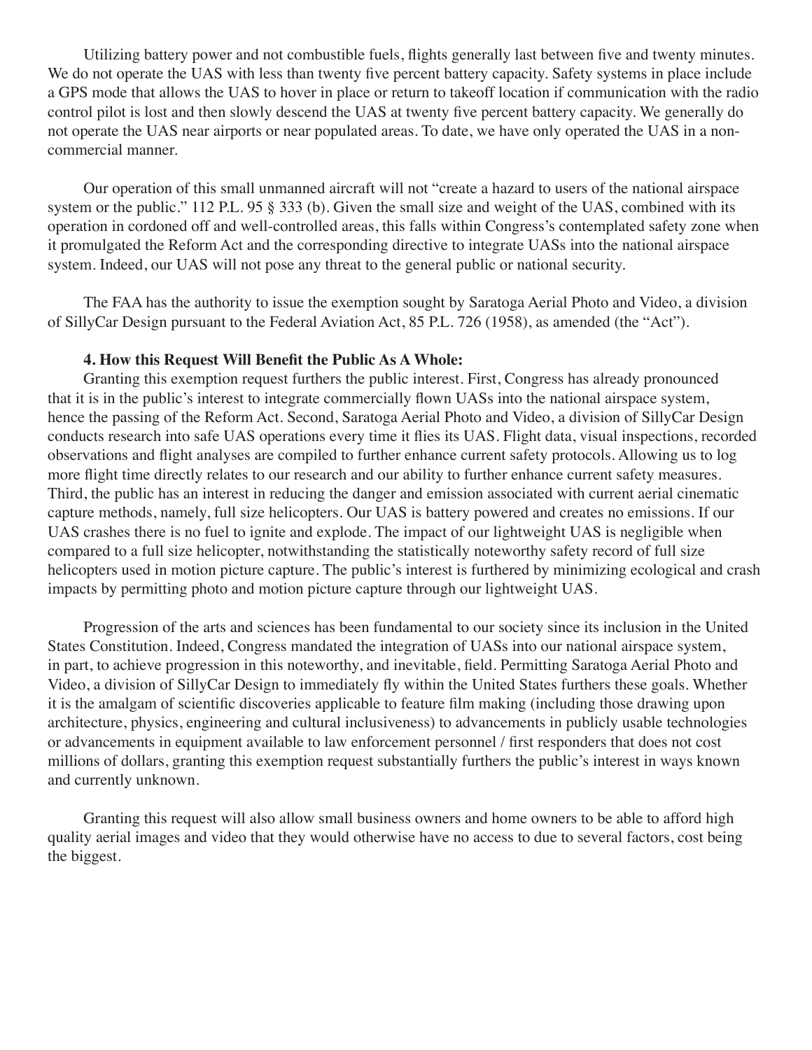Utilizing battery power and not combustible fuels, flights generally last between five and twenty minutes. We do not operate the UAS with less than twenty five percent battery capacity. Safety systems in place include a GPS mode that allows the UAS to hover in place or return to takeoff location if communication with the radio control pilot is lost and then slowly descend the UAS at twenty five percent battery capacity. We generally do not operate the UAS near airports or near populated areas. To date, we have only operated the UAS in a non-commercial manner.

Our operation of this small unmanned aircraft will not "create a hazard to users of the national airspace system or the public." 112 P.L. 95 § 333 (b). Given the small size and weight of the UAS, combined with its operation in cordoned off and well-controlled areas, this falls within Congress's contemplated safety zone when it promulgated the Reform Act and the corresponding directive to integrate UASs into the national airspace system. Indeed, our UAS will not pose any threat to the general public or national security.

The FAA has the authority to issue the exemption sought by Saratoga Aerial Photo and Video, a division of SillyCar Design pursuant to the Federal Aviation Act, 85 P.L. 726 (1958), as amended (the "Act").

**4. How this Request Will Benefit the Public As A Whole:**

Granting this exemption request furthers the public interest. First, Congress has already pronounced that it is in the public's interest to integrate commercially flown UASs into the national airspace system, hence the passing of the Reform Act. Second, Saratoga Aerial Photo and Video, a division of SillyCar Design conducts research into safe UAS operations every time it flies its UAS. Flight data, visual inspections, recorded observations and flight analyses are compiled to further enhance current safety protocols. Allowing us to log more flight time directly relates to our research and our ability to further enhance current safety measures. Third, the public has an interest in reducing the danger and emission associated with current aerial cinematic capture methods, namely, full size helicopters. Our UAS is battery powered and creates no emissions. If our UAS crashes there is no fuel to ignite and explode. The impact of our lightweight UAS is negligible when compared to a full size helicopter, notwithstanding the statistically noteworthy safety record of full size helicopters used in motion picture capture. The public's interest is furthered by minimizing ecological and crash impacts by permitting photo and motion picture capture through our lightweight UAS.

Progression of the arts and sciences has been fundamental to our society since its inclusion in the United States Constitution. Indeed, Congress mandated the integration of UASs into our national airspace system, in part, to achieve progression in this noteworthy, and inevitable, field. Permitting Saratoga Aerial Photo and Video, a division of SillyCar Design to immediately fly within the United States furthers these goals. Whether it is the amalgam of scientific discoveries applicable to feature film making (including those drawing upon architecture, physics, engineering and cultural inclusiveness) to advancements in publicly usable technologies or advancements in equipment available to law enforcement personnel / first responders that does not cost millions of dollars, granting this exemption request substantially furthers the public's interest in ways known and currently unknown.

Granting this request will also allow small business owners and home owners to be able to afford high quality aerial images and video that they would otherwise have no access to due to several factors, cost being the biggest.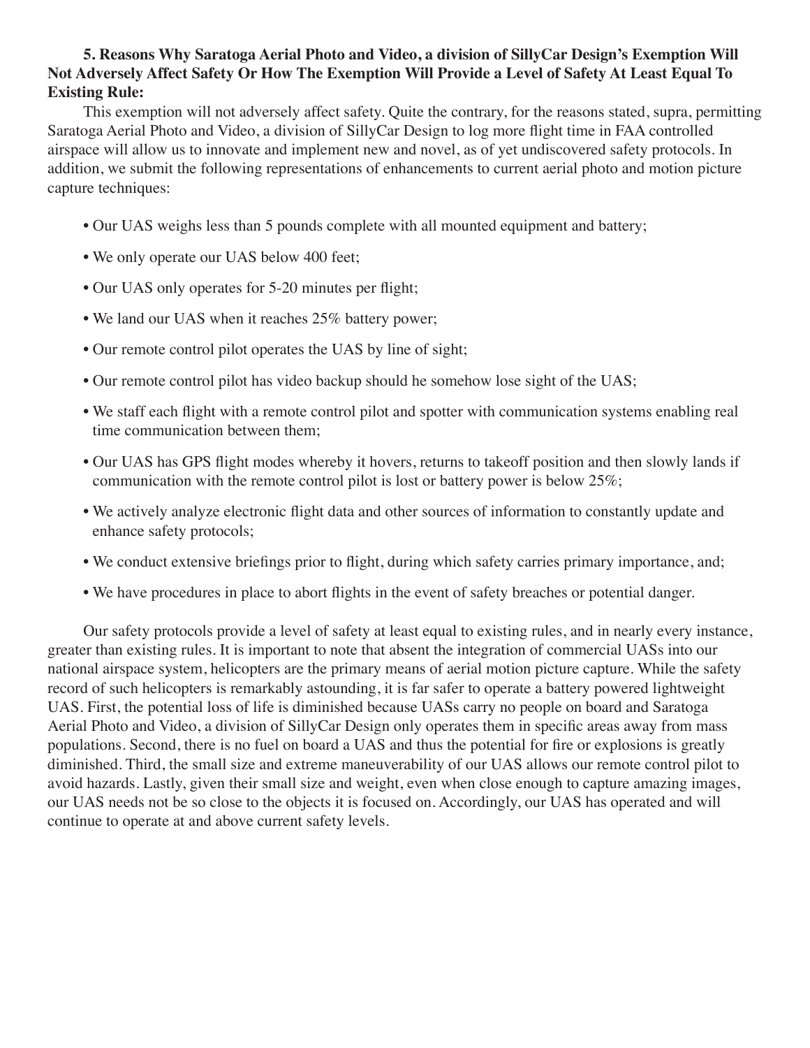**5. Reasons Why Saratoga Aerial Photo and Video, a division of SillyCar Design's Exemption Will Not Adversely Affect Safety Or How The Exemption Will Provide a Level of Safety At Least Equal To Existing Rule:**

This exemption will not adversely affect safety. Quite the contrary, for the reasons stated, supra, permitting Saratoga Aerial Photo and Video, a division of SillyCar Design to log more flight time in FAA controlled airspace will allow us to innovate and implement new and novel, as of yet undiscovered safety protocols. In addition, we submit the following representations of enhancements to current aerial photo and motion picture capture techniques:

- Our UAS weighs less than 5 pounds complete with all mounted equipment and battery;
- We only operate our UAS below 400 feet;
- Our UAS only operates for 5-20 minutes per flight;
- We land our UAS when it reaches 25% battery power;
- Our remote control pilot operates the UAS by line of sight;
- Our remote control pilot has video backup should he somehow lose sight of the UAS;
- We staff each flight with a remote control pilot and spotter with communication systems enabling real time communication between them;
- Our UAS has GPS flight modes whereby it hovers, returns to takeoff position and then slowly lands if communication with the remote control pilot is lost or battery power is below 25%;
- We actively analyze electronic flight data and other sources of information to constantly update and enhance safety protocols;
- We conduct extensive briefings prior to flight, during which safety carries primary importance, and;
- We have procedures in place to abort flights in the event of safety breaches or potential danger.

Our safety protocols provide a level of safety at least equal to existing rules, and in nearly every instance, greater than existing rules. It is important to note that absent the integration of commercial UASs into our national airspace system, helicopters are the primary means of aerial motion picture capture. While the safety record of such helicopters is remarkably astounding, it is far safer to operate a battery powered lightweight UAS. First, the potential loss of life is diminished because UASs carry no people on board and Saratoga Aerial Photo and Video, a division of SillyCar Design only operates them in specific areas away from mass populations. Second, there is no fuel on board a UAS and thus the potential for fire or explosions is greatly diminished. Third, the small size and extreme maneuverability of our UAS allows our remote control pilot to avoid hazards. Lastly, given their small size and weight, even when close enough to capture amazing images, our UAS needs not be so close to the objects it is focused on. Accordingly, our UAS has operated and will continue to operate at and above current safety levels.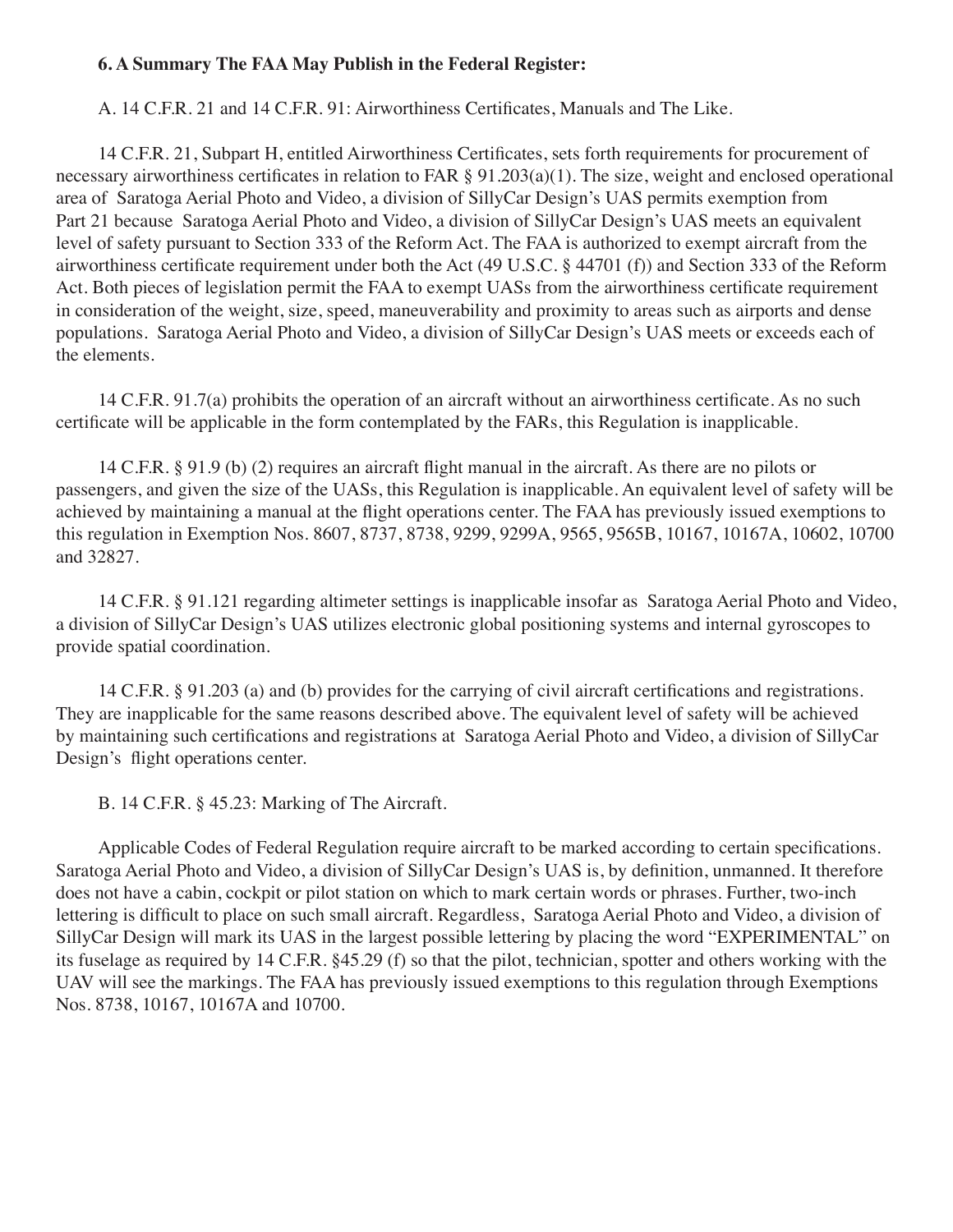**6. A Summary The FAA May Publish in the Federal Register:**

A. 14 C.F.R. 21 and 14 C.F.R. 91: Airworthiness Certificates, Manuals and The Like.

14 C.F.R. 21, Subpart H, entitled Airworthiness Certificates, sets forth requirements for procurement of necessary airworthiness certificates in relation to FAR § 91.203(a)(1). The size, weight and enclosed operational area of Saratoga Aerial Photo and Video, a division of SillyCar Design's UAS permits exemption from Part 21 because Saratoga Aerial Photo and Video, a division of SillyCar Design's UAS meets an equivalent level of safety pursuant to Section 333 of the Reform Act. The FAA is authorized to exempt aircraft from the airworthiness certificate requirement under both the Act (49 U.S.C. § 44701 (f)) and Section 333 of the Reform Act. Both pieces of legislation permit the FAA to exempt UASs from the airworthiness certificate requirement in consideration of the weight, size, speed, maneuverability and proximity to areas such as airports and dense populations. Saratoga Aerial Photo and Video, a division of SillyCar Design's UAS meets or exceeds each of the elements.

14 C.F.R. 91.7(a) prohibits the operation of an aircraft without an airworthiness certificate. As no such certificate will be applicable in the form contemplated by the FARs, this Regulation is inapplicable.

14 C.F.R. § 91.9 (b) (2) requires an aircraft flight manual in the aircraft. As there are no pilots or passengers, and given the size of the UASs, this Regulation is inapplicable. An equivalent level of safety will be achieved by maintaining a manual at the flight operations center. The FAA has previously issued exemptions to this regulation in Exemption Nos. 8607, 8737, 8738, 9299, 9299A, 9565, 9565B, 10167, 10167A, 10602, 10700 and 32827.

14 C.F.R. § 91.121 regarding altimeter settings is inapplicable insofar as Saratoga Aerial Photo and Video, a division of SillyCar Design's UAS utilizes electronic global positioning systems and internal gyroscopes to provide spatial coordination.

14 C.F.R. § 91.203 (a) and (b) provides for the carrying of civil aircraft certifications and registrations. They are inapplicable for the same reasons described above. The equivalent level of safety will be achieved by maintaining such certifications and registrations at Saratoga Aerial Photo and Video, a division of SillyCar Design's flight operations center.

B. 14 C.F.R. § 45.23: Marking of The Aircraft.

Applicable Codes of Federal Regulation require aircraft to be marked according to certain specifications. Saratoga Aerial Photo and Video, a division of SillyCar Design's UAS is, by definition, unmanned. It therefore does not have a cabin, cockpit or pilot station on which to mark certain words or phrases. Further, two-inch lettering is difficult to place on such small aircraft. Regardless, Saratoga Aerial Photo and Video, a division of SillyCar Design will mark its UAS in the largest possible lettering by placing the word "EXPERIMENTAL" on its fuselage as required by 14 C.F.R. §45.29 (f) so that the pilot, technician, spotter and others working with the UAV will see the markings. The FAA has previously issued exemptions to this regulation through Exemptions Nos. 8738, 10167, 10167A and 10700.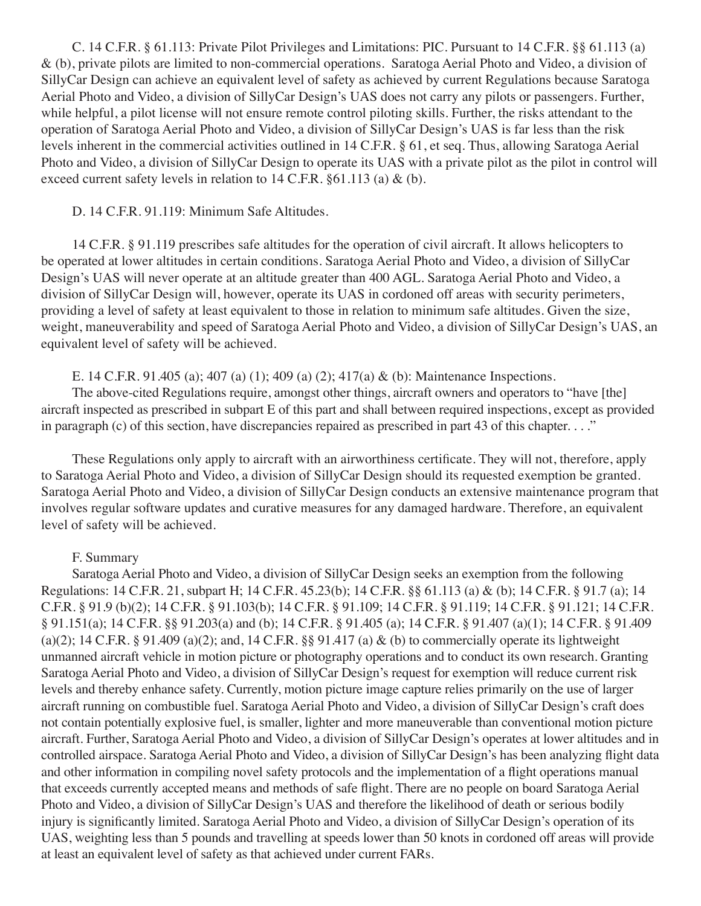C. 14 C.F.R. § 61.113: Private Pilot Privileges and Limitations: PIC. Pursuant to 14 C.F.R. §§ 61.113 (a) & (b), private pilots are limited to non-commercial operations. Saratoga Aerial Photo and Video, a division of SillyCar Design can achieve an equivalent level of safety as achieved by current Regulations because Saratoga Aerial Photo and Video, a division of SillyCar Design's UAS does not carry any pilots or passengers. Further, while helpful, a pilot license will not ensure remote control piloting skills. Further, the risks attendant to the operation of Saratoga Aerial Photo and Video, a division of SillyCar Design's UAS is far less than the risk levels inherent in the commercial activities outlined in 14 C.F.R. § 61, et seq. Thus, allowing Saratoga Aerial Photo and Video, a division of SillyCar Design to operate its UAS with a private pilot as the pilot in control will exceed current safety levels in relation to 14 C.F.R. §61.113 (a) & (b).

D. 14 C.F.R. 91.119: Minimum Safe Altitudes.

14 C.F.R. § 91.119 prescribes safe altitudes for the operation of civil aircraft. It allows helicopters to be operated at lower altitudes in certain conditions. Saratoga Aerial Photo and Video, a division of SillyCar Design's UAS will never operate at an altitude greater than 400 AGL. Saratoga Aerial Photo and Video, a division of SillyCar Design will, however, operate its UAS in cordoned off areas with security perimeters, providing a level of safety at least equivalent to those in relation to minimum safe altitudes. Given the size, weight, maneuverability and speed of Saratoga Aerial Photo and Video, a division of SillyCar Design's UAS, an equivalent level of safety will be achieved.

E. 14 C.F.R. 91.405 (a); 407 (a) (1); 409 (a) (2); 417(a) & (b): Maintenance Inspections.

The above-cited Regulations require, amongst other things, aircraft owners and operators to "have [the] aircraft inspected as prescribed in subpart E of this part and shall between required inspections, except as provided in paragraph (c) of this section, have discrepancies repaired as prescribed in part 43 of this chapter. . . ."

These Regulations only apply to aircraft with an airworthiness certificate. They will not, therefore, apply to Saratoga Aerial Photo and Video, a division of SillyCar Design should its requested exemption be granted. Saratoga Aerial Photo and Video, a division of SillyCar Design conducts an extensive maintenance program that involves regular software updates and curative measures for any damaged hardware. Therefore, an equivalent level of safety will be achieved.

F. Summary

Saratoga Aerial Photo and Video, a division of SillyCar Design seeks an exemption from the following Regulations: 14 C.F.R. 21, subpart H; 14 C.F.R. 45.23(b); 14 C.F.R. §§ 61.113 (a) & (b); 14 C.F.R. § 91.7 (a); 14 C.F.R. § 91.9 (b)(2); 14 C.F.R. § 91.103(b); 14 C.F.R. § 91.109; 14 C.F.R. § 91.119; 14 C.F.R. § 91.121; 14 C.F.R. § 91.151(a); 14 C.F.R. §§ 91.203(a) and (b); 14 C.F.R. § 91.405 (a); 14 C.F.R. § 91.407 (a)(1); 14 C.F.R. § 91.409 (a)(2); 14 C.F.R. § 91.409 (a)(2); and, 14 C.F.R. §§ 91.417 (a) & (b) to commercially operate its lightweight unmanned aircraft vehicle in motion picture or photography operations and to conduct its own research. Granting Saratoga Aerial Photo and Video, a division of SillyCar Design's request for exemption will reduce current risk levels and thereby enhance safety. Currently, motion picture image capture relies primarily on the use of larger aircraft running on combustible fuel. Saratoga Aerial Photo and Video, a division of SillyCar Design's craft does not contain potentially explosive fuel, is smaller, lighter and more maneuverable than conventional motion picture aircraft. Further, Saratoga Aerial Photo and Video, a division of SillyCar Design's operates at lower altitudes and in controlled airspace. Saratoga Aerial Photo and Video, a division of SillyCar Design's has been analyzing flight data and other information in compiling novel safety protocols and the implementation of a flight operations manual that exceeds currently accepted means and methods of safe flight. There are no people on board Saratoga Aerial Photo and Video, a division of SillyCar Design's UAS and therefore the likelihood of death or serious bodily injury is significantly limited. Saratoga Aerial Photo and Video, a division of SillyCar Design's operation of its UAS, weighting less than 5 pounds and travelling at speeds lower than 50 knots in cordoned off areas will provide at least an equivalent level of safety as that achieved under current FARs.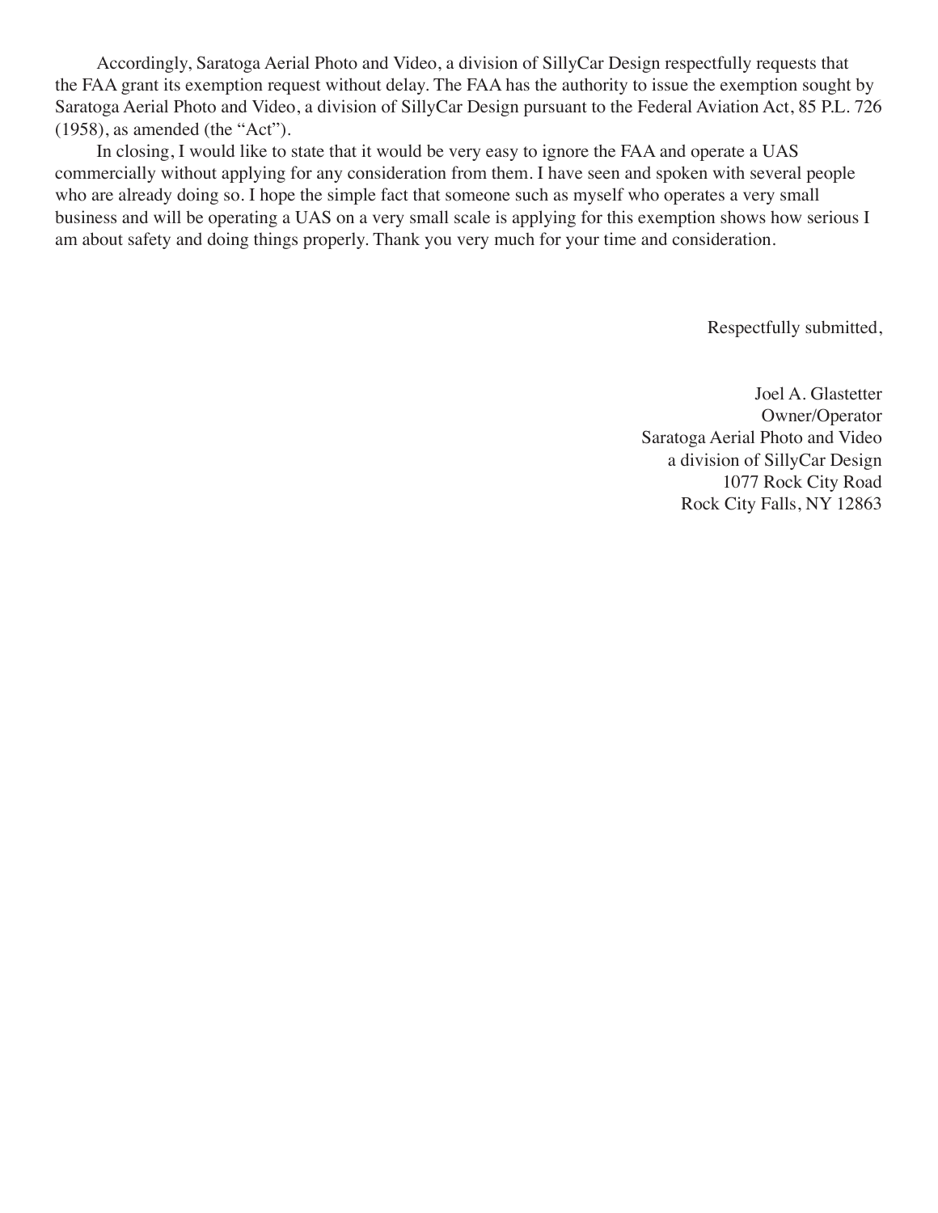Accordingly, Saratoga Aerial Photo and Video, a division of SillyCar Design respectfully requests that the FAA grant its exemption request without delay. The FAA has the authority to issue the exemption sought by Saratoga Aerial Photo and Video, a division of SillyCar Design pursuant to the Federal Aviation Act, 85 P.L. 726 (1958), as amended (the "Act").

In closing, I would like to state that it would be very easy to ignore the FAA and operate a UAS commercially without applying for any consideration from them. I have seen and spoken with several people who are already doing so. I hope the simple fact that someone such as myself who operates a very small business and will be operating a UAS on a very small scale is applying for this exemption shows how serious I am about safety and doing things properly. Thank you very much for your time and consideration.

Respectfully submitted,

Joel A. Glastetter
Owner/Operator
Saratoga Aerial Photo and Video
a division of SillyCar Design
1077 Rock City Road
Rock City Falls, NY 12863